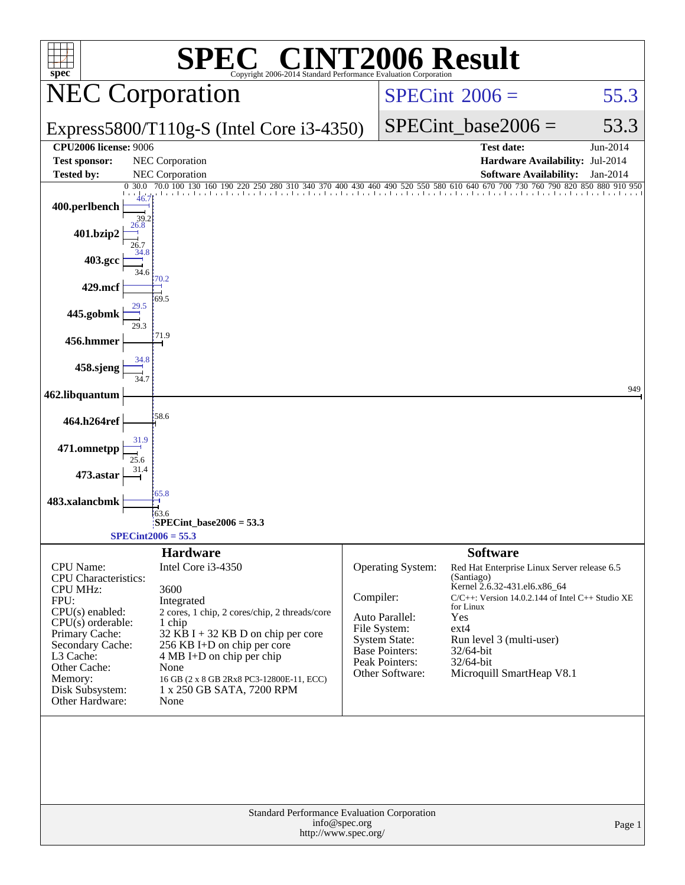# SPEC CINT2006 Result

Copyright 2006-2014 Standard Performance Evaluation Corporation

## NEC Corporation

## Express5800/T110g-S (Intel Core i3-4350)

SPECint 2006 = 55.3

SPECint_base2006 = 53.3

| | | | |
|---|---|---|---|
| **CPU2006 license:** 9006 | | **Test date:** | Jun-2014 |
| **Test sponsor:** | NEC Corporation | **Hardware Availability:** | Jul-2014 |
| **Tested by:** | NEC Corporation | **Software Availability:** | Jan-2014 |

| Benchmark | Peak | Base |
|---|---|---|
| 400.perlbench | 46.7 | 39.2 |
| 401.bzip2 | 26.8 | 26.7 |
| 403.gcc | 34.8 | 34.6 |
| 429.mcf | 70.2 | 69.5 |
| 445.gobmk | 29.5 | 29.3 |
| 456.hmmer | | 71.9 |
| 458.sjeng | 34.8 | 34.7 |
| 462.libquantum | | 949 |
| 464.h264ref | | 58.6 |
| 471.omnetpp | 31.9 | 25.6 |
| 473.astar | | 31.4 |
| 483.xalancbmk | 65.8 | 63.6 |

SPECint_base2006 = 53.3

SPECint2006 = 55.3

### Hardware

| | |
|---|---|
| CPU Name: | Intel Core i3-4350 |
| CPU Characteristics: | |
| CPU MHz: | 3600 |
| FPU: | Integrated |
| CPU(s) enabled: | 2 cores, 1 chip, 2 cores/chip, 2 threads/core |
| CPU(s) orderable: | 1 chip |
| Primary Cache: | 32 KB I + 32 KB D on chip per core |
| Secondary Cache: | 256 KB I+D on chip per core |
| L3 Cache: | 4 MB I+D on chip per chip |
| Other Cache: | None |
| Memory: | 16 GB (2 x 8 GB 2Rx8 PC3-12800E-11, ECC) |
| Disk Subsystem: | 1 x 250 GB SATA, 7200 RPM |
| Other Hardware: | None |

### Software

| | |
|---|---|
| Operating System: | Red Hat Enterprise Linux Server release 6.5 (Santiago) Kernel 2.6.32-431.el6.x86_64 |
| Compiler: | C/C++: Version 14.0.2.144 of Intel C++ Studio XE for Linux |
| Auto Parallel: | Yes |
| File System: | ext4 |
| System State: | Run level 3 (multi-user) |
| Base Pointers: | 32/64-bit |
| Peak Pointers: | 32/64-bit |
| Other Software: | Microquill SmartHeap V8.1 |

Standard Performance Evaluation Corporation
info@spec.org
http://www.spec.org/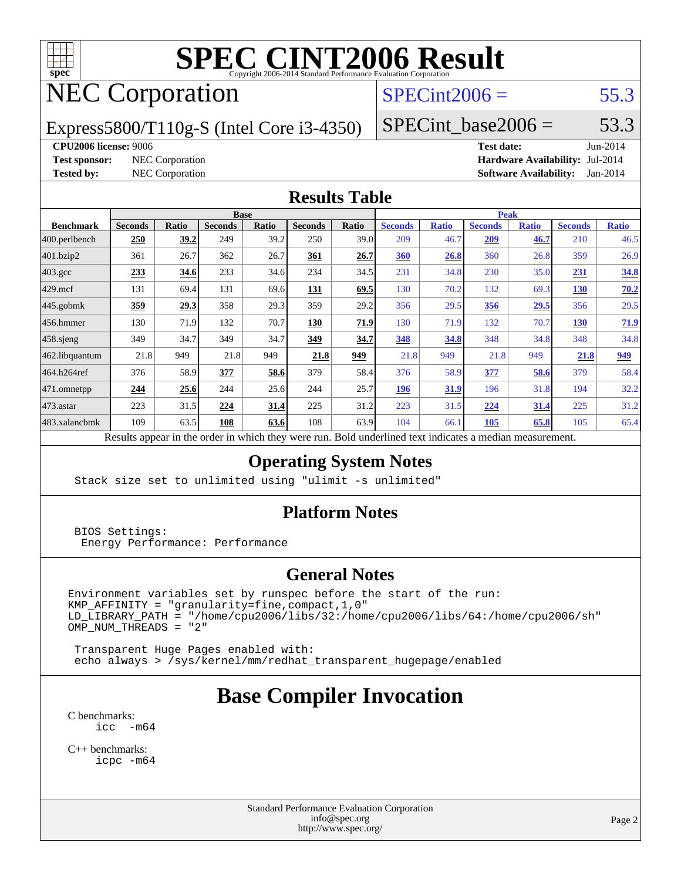# SPEC CINT2006 Result

Copyright 2006-2014 Standard Performance Evaluation Corporation

## NEC Corporation

Express5800/T110g-S (Intel Core i3-4350)

SPECint2006 = 55.3

SPECint_base2006 = 53.3

**CPU2006 license:** 9006
**Test sponsor:** NEC Corporation
**Tested by:** NEC Corporation

**Test date:** Jun-2014
**Hardware Availability:** Jul-2014
**Software Availability:** Jan-2014

## Results Table

| Benchmark | Base | | | | | | Peak | | | | | |
|---|---|---|---|---|---|---|---|---|---|---|---|---|
| | Seconds | Ratio | Seconds | Ratio | Seconds | Ratio | Seconds | Ratio | Seconds | Ratio | Seconds | Ratio |
| 400.perlbench | **250** | **39.2** | 249 | 39.2 | 250 | 39.0 | 209 | 46.7 | **209** | **46.7** | 210 | 46.5 |
| 401.bzip2 | 361 | 26.7 | 362 | 26.7 | **361** | **26.7** | **360** | **26.8** | 360 | 26.8 | 359 | 26.9 |
| 403.gcc | **233** | **34.6** | 233 | 34.6 | 234 | 34.5 | 231 | 34.8 | 230 | 35.0 | **231** | **34.8** |
| 429.mcf | 131 | 69.4 | 131 | 69.6 | **131** | **69.5** | 130 | 70.2 | 132 | 69.3 | **130** | **70.2** |
| 445.gobmk | **359** | **29.3** | 358 | 29.3 | 359 | 29.2 | 356 | 29.5 | **356** | **29.5** | 356 | 29.5 |
| 456.hmmer | 130 | 71.9 | 132 | 70.7 | **130** | **71.9** | 130 | 71.9 | 132 | 70.7 | **130** | **71.9** |
| 458.sjeng | 349 | 34.7 | 349 | 34.7 | **349** | **34.7** | **348** | **34.8** | 348 | 34.8 | 348 | 34.8 |
| 462.libquantum | 21.8 | 949 | 21.8 | 949 | **21.8** | **949** | 21.8 | 949 | 21.8 | 949 | **21.8** | **949** |
| 464.h264ref | 376 | 58.9 | **377** | **58.6** | 379 | 58.4 | 376 | 58.9 | **377** | **58.6** | 379 | 58.4 |
| 471.omnetpp | **244** | **25.6** | 244 | 25.6 | 244 | 25.7 | **196** | **31.9** | 196 | 31.8 | 194 | 32.2 |
| 473.astar | 223 | 31.5 | **224** | **31.4** | 225 | 31.2 | 223 | 31.5 | **224** | **31.4** | 225 | 31.2 |
| 483.xalancbmk | 109 | 63.5 | **108** | **63.6** | 108 | 63.9 | 104 | 66.1 | **105** | **65.8** | 105 | 65.4 |

Results appear in the order in which they were run. Bold underlined text indicates a median measurement.

## Operating System Notes

```
Stack size set to unlimited using "ulimit -s unlimited"
```

## Platform Notes

```
BIOS Settings:
 Energy Performance: Performance
```

## General Notes

```
Environment variables set by runspec before the start of the run:
KMP_AFFINITY = "granularity=fine,compact,1,0"
LD_LIBRARY_PATH = "/home/cpu2006/libs/32:/home/cpu2006/libs/64:/home/cpu2006/sh"
OMP_NUM_THREADS = "2"

 Transparent Huge Pages enabled with:
 echo always > /sys/kernel/mm/redhat_transparent_hugepage/enabled
```

## Base Compiler Invocation

C benchmarks:
```
icc  -m64
```

C++ benchmarks:
```
icpc -m64
```

Standard Performance Evaluation Corporation
info@spec.org
http://www.spec.org/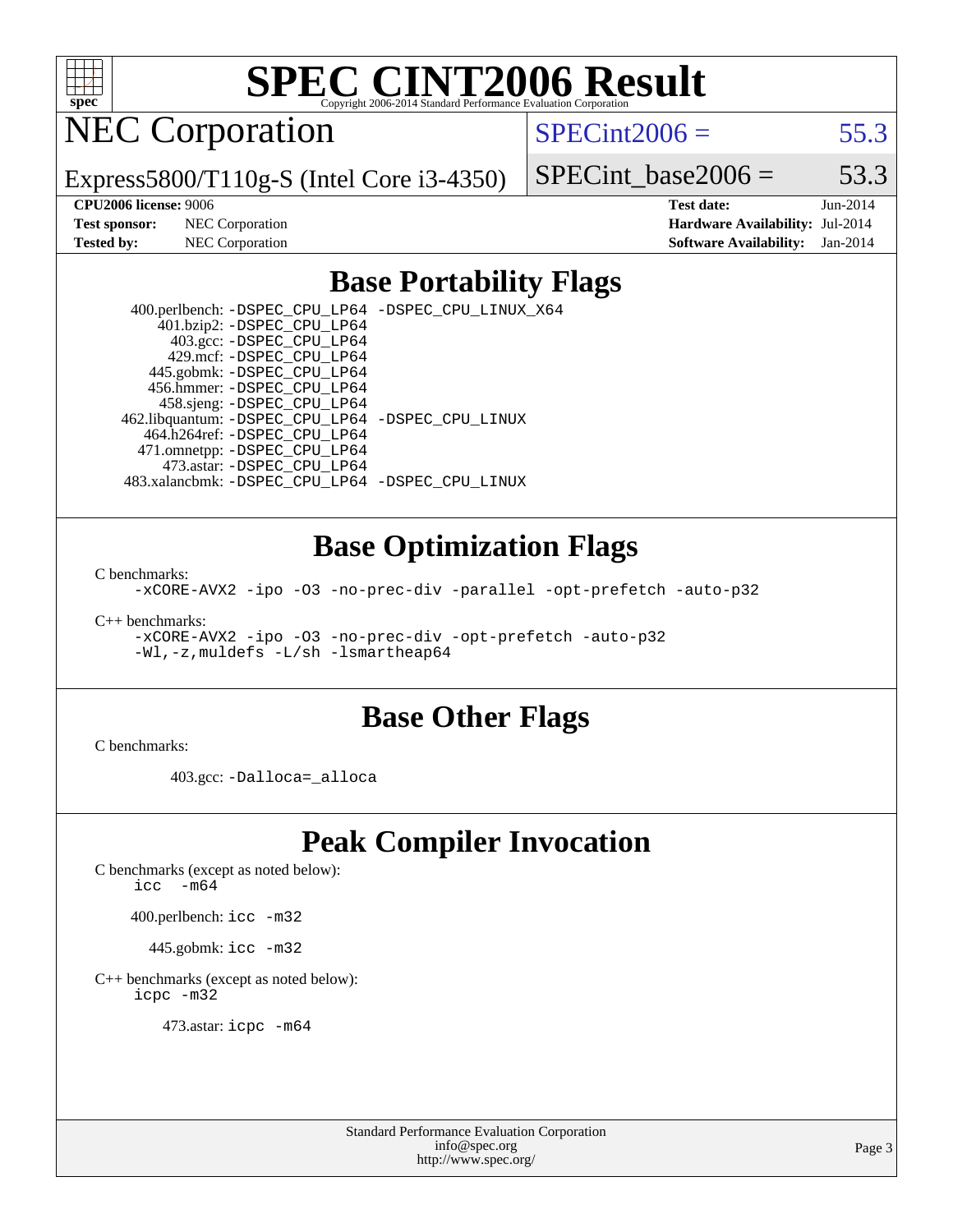# SPEC CINT2006 Result

Copyright 2006-2014 Standard Performance Evaluation Corporation

## NEC Corporation

Express5800/T110g-S (Intel Core i3-4350)

SPECint2006 = 55.3

SPECint_base2006 = 53.3

| | | | |
|---|---|---|---|
| **CPU2006 license:** 9006 | | **Test date:** | Jun-2014 |
| **Test sponsor:** | NEC Corporation | **Hardware Availability:** | Jul-2014 |
| **Tested by:** | NEC Corporation | **Software Availability:** | Jan-2014 |

## Base Portability Flags

400.perlbench: -DSPEC_CPU_LP64 -DSPEC_CPU_LINUX_X64
401.bzip2: -DSPEC_CPU_LP64
403.gcc: -DSPEC_CPU_LP64
429.mcf: -DSPEC_CPU_LP64
445.gobmk: -DSPEC_CPU_LP64
456.hmmer: -DSPEC_CPU_LP64
458.sjeng: -DSPEC_CPU_LP64
462.libquantum: -DSPEC_CPU_LP64 -DSPEC_CPU_LINUX
464.h264ref: -DSPEC_CPU_LP64
471.omnetpp: -DSPEC_CPU_LP64
473.astar: -DSPEC_CPU_LP64
483.xalancbmk: -DSPEC_CPU_LP64 -DSPEC_CPU_LINUX

## Base Optimization Flags

C benchmarks:
-xCORE-AVX2 -ipo -O3 -no-prec-div -parallel -opt-prefetch -auto-p32

C++ benchmarks:
-xCORE-AVX2 -ipo -O3 -no-prec-div -opt-prefetch -auto-p32
-Wl,-z,muldefs -L/sh -lsmartheap64

## Base Other Flags

C benchmarks:

403.gcc: -Dalloca=_alloca

## Peak Compiler Invocation

C benchmarks (except as noted below):
icc -m64

400.perlbench: icc -m32

445.gobmk: icc -m32

C++ benchmarks (except as noted below):
icpc -m32

473.astar: icpc -m64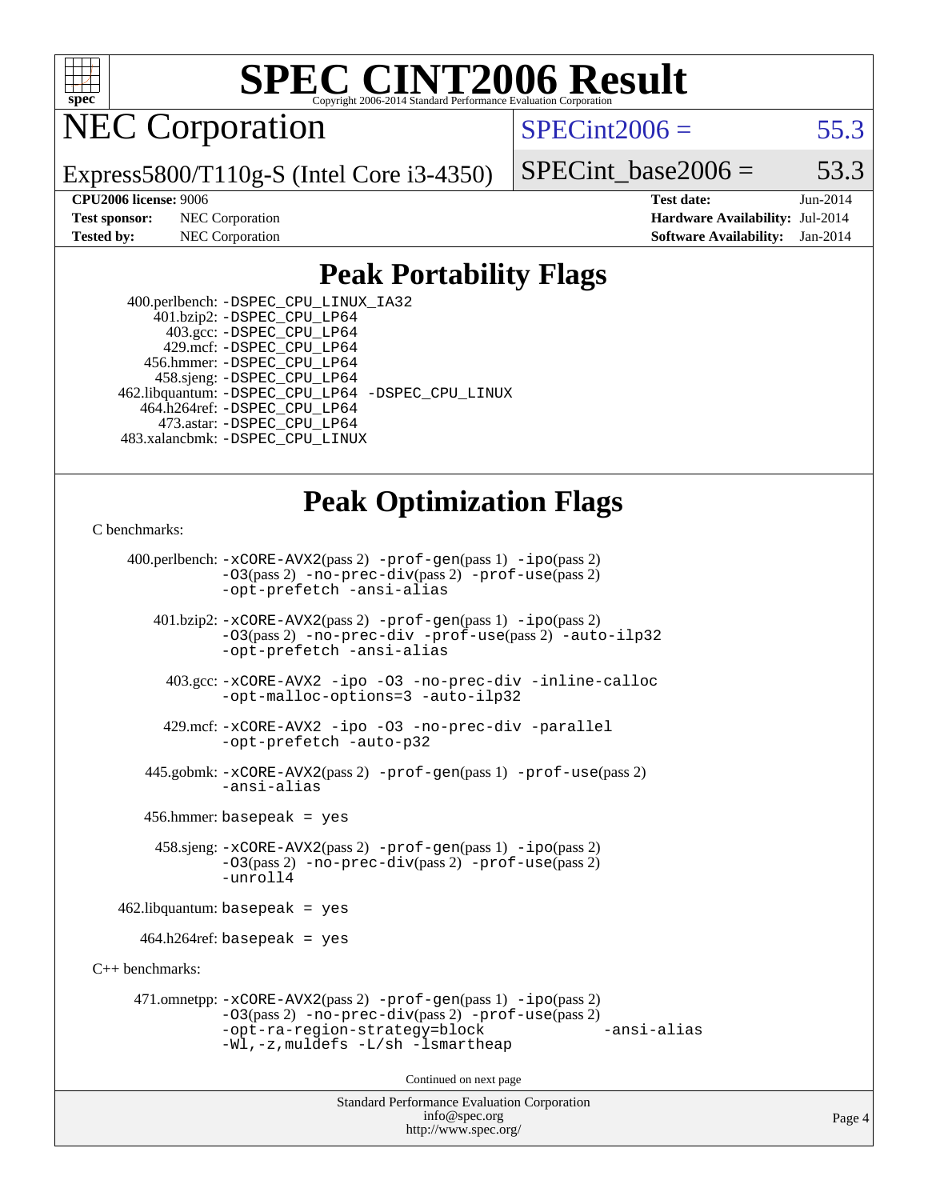# SPEC CINT2006 Result

Copyright 2006-2014 Standard Performance Evaluation Corporation

## NEC Corporation

Express5800/T110g-S (Intel Core i3-4350)

SPECint2006 = 55.3

SPECint_base2006 = 53.3

| | | | |
|---|---|---|---|
| **CPU2006 license:** 9006 | | **Test date:** | Jun-2014 |
| **Test sponsor:** | NEC Corporation | **Hardware Availability:** | Jul-2014 |
| **Tested by:** | NEC Corporation | **Software Availability:** | Jan-2014 |

## Peak Portability Flags

400.perlbench: -DSPEC_CPU_LINUX_IA32
401.bzip2: -DSPEC_CPU_LP64
403.gcc: -DSPEC_CPU_LP64
429.mcf: -DSPEC_CPU_LP64
456.hmmer: -DSPEC_CPU_LP64
458.sjeng: -DSPEC_CPU_LP64
462.libquantum: -DSPEC_CPU_LP64 -DSPEC_CPU_LINUX
464.h264ref: -DSPEC_CPU_LP64
473.astar: -DSPEC_CPU_LP64
483.xalancbmk: -DSPEC_CPU_LINUX

## Peak Optimization Flags

C benchmarks:

400.perlbench: -xCORE-AVX2(pass 2) -prof-gen(pass 1) -ipo(pass 2) -O3(pass 2) -no-prec-div(pass 2) -prof-use(pass 2) -opt-prefetch -ansi-alias

401.bzip2: -xCORE-AVX2(pass 2) -prof-gen(pass 1) -ipo(pass 2) -O3(pass 2) -no-prec-div -prof-use(pass 2) -auto-ilp32 -opt-prefetch -ansi-alias

403.gcc: -xCORE-AVX2 -ipo -O3 -no-prec-div -inline-calloc -opt-malloc-options=3 -auto-ilp32

429.mcf: -xCORE-AVX2 -ipo -O3 -no-prec-div -parallel -opt-prefetch -auto-p32

445.gobmk: -xCORE-AVX2(pass 2) -prof-gen(pass 1) -prof-use(pass 2) -ansi-alias

456.hmmer: basepeak = yes

458.sjeng: -xCORE-AVX2(pass 2) -prof-gen(pass 1) -ipo(pass 2) -O3(pass 2) -no-prec-div(pass 2) -prof-use(pass 2) -unroll4

462.libquantum: basepeak = yes

464.h264ref: basepeak = yes

C++ benchmarks:

471.omnetpp: -xCORE-AVX2(pass 2) -prof-gen(pass 1) -ipo(pass 2) -O3(pass 2) -no-prec-div(pass 2) -prof-use(pass 2) -opt-ra-region-strategy=block -ansi-alias -Wl,-z,muldefs -L/sh -lsmartheap

Continued on next page

Standard Performance Evaluation Corporation
info@spec.org
http://www.spec.org/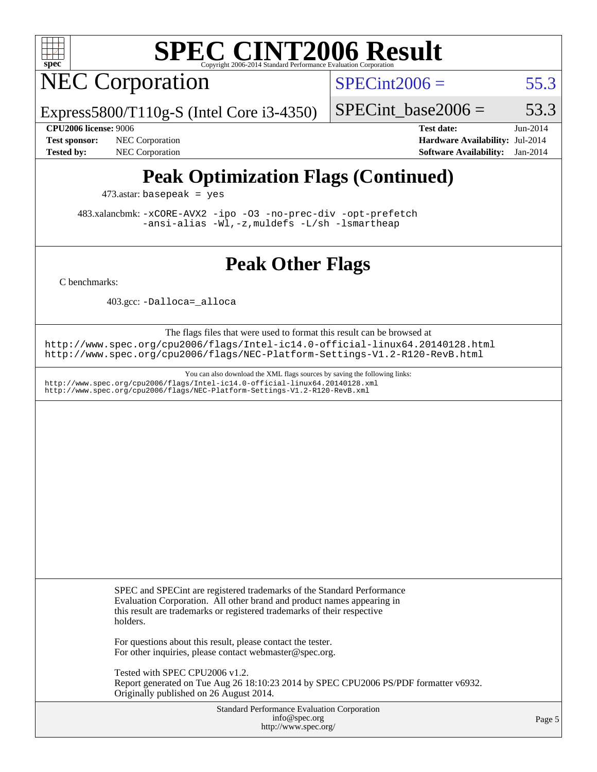# Peak Optimization Flags (Continued)

473.astar: basepeak = yes

483.xalancbmk: -xCORE-AVX2 -ipo -O3 -no-prec-div -opt-prefetch -ansi-alias -Wl,-z,muldefs -L/sh -lsmartheap

# Peak Other Flags

C benchmarks:

403.gcc: -Dalloca=_alloca

The flags files that were used to format this result can be browsed at
http://www.spec.org/cpu2006/flags/Intel-ic14.0-official-linux64.20140128.html
http://www.spec.org/cpu2006/flags/NEC-Platform-Settings-V1.2-R120-RevB.html

You can also download the XML flags sources by saving the following links:
http://www.spec.org/cpu2006/flags/Intel-ic14.0-official-linux64.20140128.xml
http://www.spec.org/cpu2006/flags/NEC-Platform-Settings-V1.2-R120-RevB.xml

SPEC and SPECint are registered trademarks of the Standard Performance Evaluation Corporation. All other brand and product names appearing in this result are trademarks or registered trademarks of their respective holders.

For questions about this result, please contact the tester.
For other inquiries, please contact webmaster@spec.org.

Tested with SPEC CPU2006 v1.2.
Report generated on Tue Aug 26 18:10:23 2014 by SPEC CPU2006 PS/PDF formatter v6932.
Originally published on 26 August 2014.